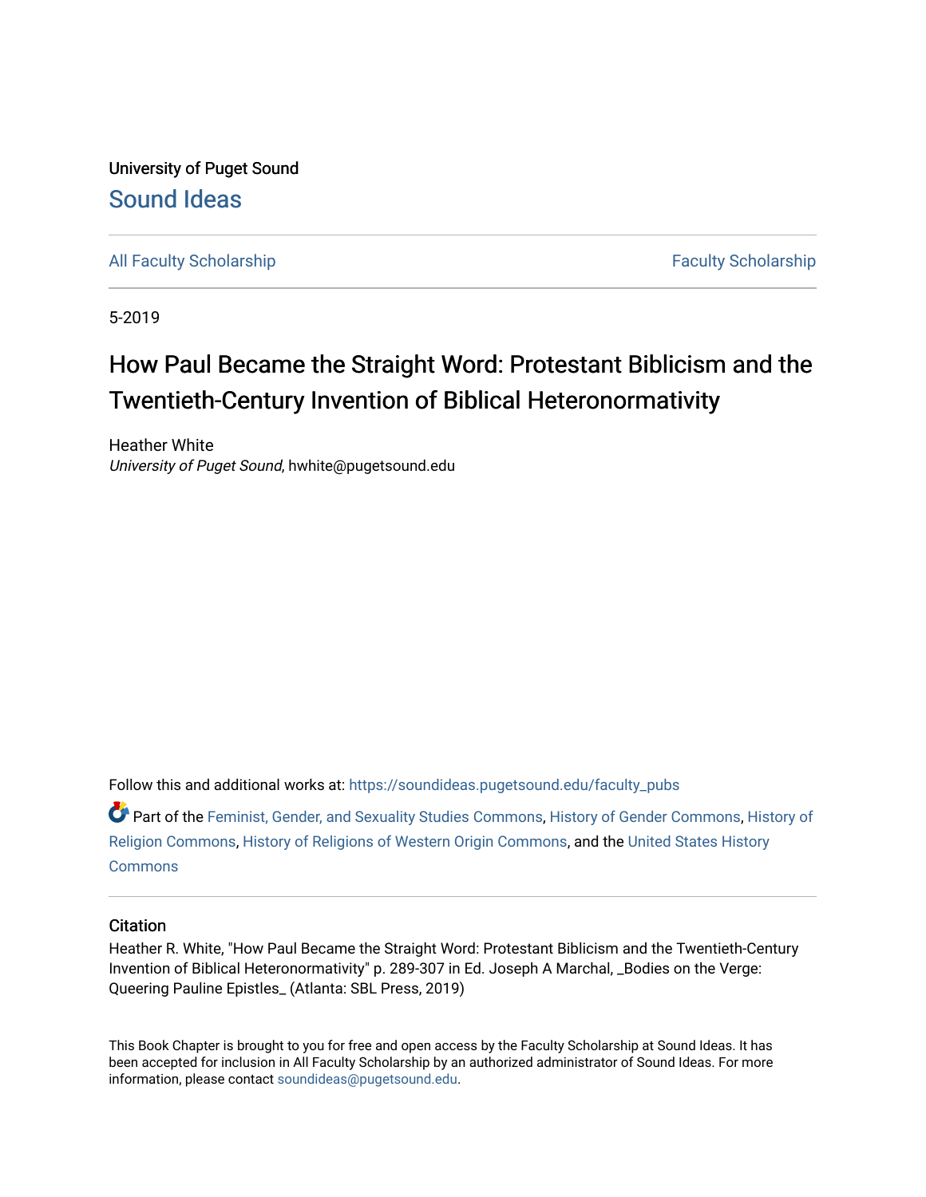University of Puget Sound

Sound Ideas

All Faculty Scholarship | Faculty Scholarship

5-2019

# How Paul Became the Straight Word: Protestant Biblicism and the Twentieth-Century Invention of Biblical Heteronormativity

Heather White
*University of Puget Sound*, hwhite@pugetsound.edu

Follow this and additional works at: https://soundideas.pugetsound.edu/faculty_pubs

Part of the Feminist, Gender, and Sexuality Studies Commons, History of Gender Commons, History of Religion Commons, History of Religions of Western Origin Commons, and the United States History Commons

## Citation

Heather R. White, "How Paul Became the Straight Word: Protestant Biblicism and the Twentieth-Century Invention of Biblical Heteronormativity" p. 289-307 in Ed. Joseph A Marchal, _Bodies on the Verge: Queering Pauline Epistles_ (Atlanta: SBL Press, 2019)

This Book Chapter is brought to you for free and open access by the Faculty Scholarship at Sound Ideas. It has been accepted for inclusion in All Faculty Scholarship by an authorized administrator of Sound Ideas. For more information, please contact soundideas@pugetsound.edu.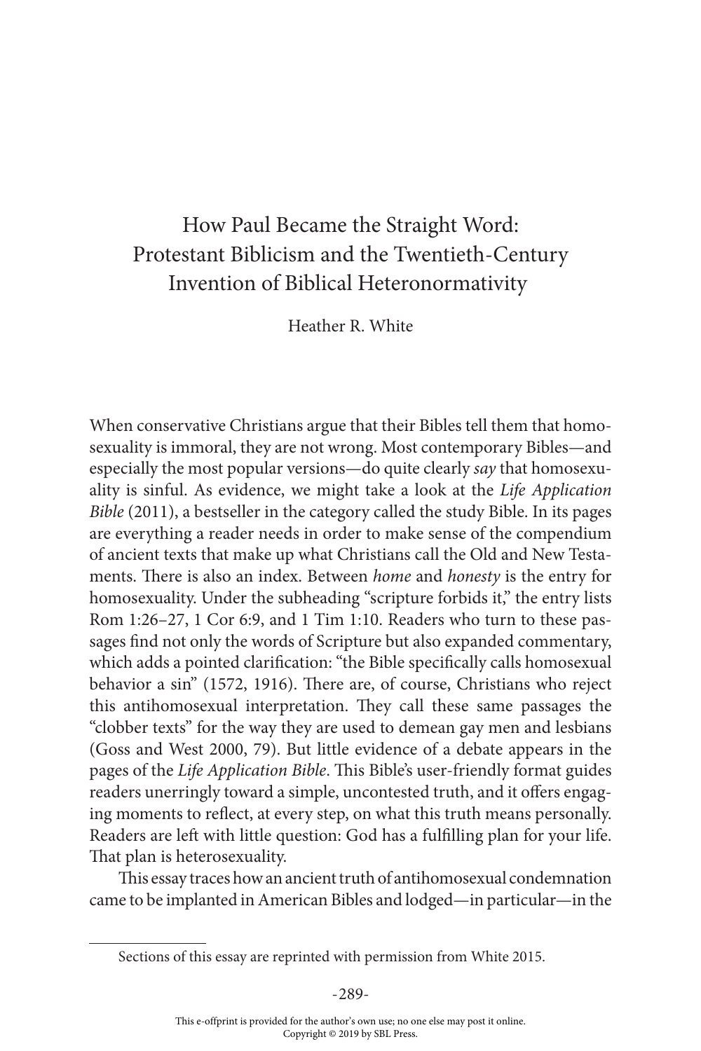# How Paul Became the Straight Word: Protestant Biblicism and the Twentieth-Century Invention of Biblical Heteronormativity

Heather R. White

When conservative Christians argue that their Bibles tell them that homosexuality is immoral, they are not wrong. Most contemporary Bibles—and especially the most popular versions—do quite clearly *say* that homosexuality is sinful. As evidence, we might take a look at the *Life Application Bible* (2011), a bestseller in the category called the study Bible. In its pages are everything a reader needs in order to make sense of the compendium of ancient texts that make up what Christians call the Old and New Testaments. There is also an index. Between *home* and *honesty* is the entry for homosexuality. Under the subheading "scripture forbids it," the entry lists Rom 1:26–27, 1 Cor 6:9, and 1 Tim 1:10. Readers who turn to these passages find not only the words of Scripture but also expanded commentary, which adds a pointed clarification: "the Bible specifically calls homosexual behavior a sin" (1572, 1916). There are, of course, Christians who reject this antihomosexual interpretation. They call these same passages the "clobber texts" for the way they are used to demean gay men and lesbians (Goss and West 2000, 79). But little evidence of a debate appears in the pages of the *Life Application Bible*. This Bible's user-friendly format guides readers unerringly toward a simple, uncontested truth, and it offers engaging moments to reflect, at every step, on what this truth means personally. Readers are left with little question: God has a fulfilling plan for your life. That plan is heterosexuality.

This essay traces how an ancient truth of antihomosexual condemnation came to be implanted in American Bibles and lodged—in particular—in the

---

Sections of this essay are reprinted with permission from White 2015.

This e-offprint is provided for the author's own use; no one else may post it online.
Copyright © 2019 by SBL Press.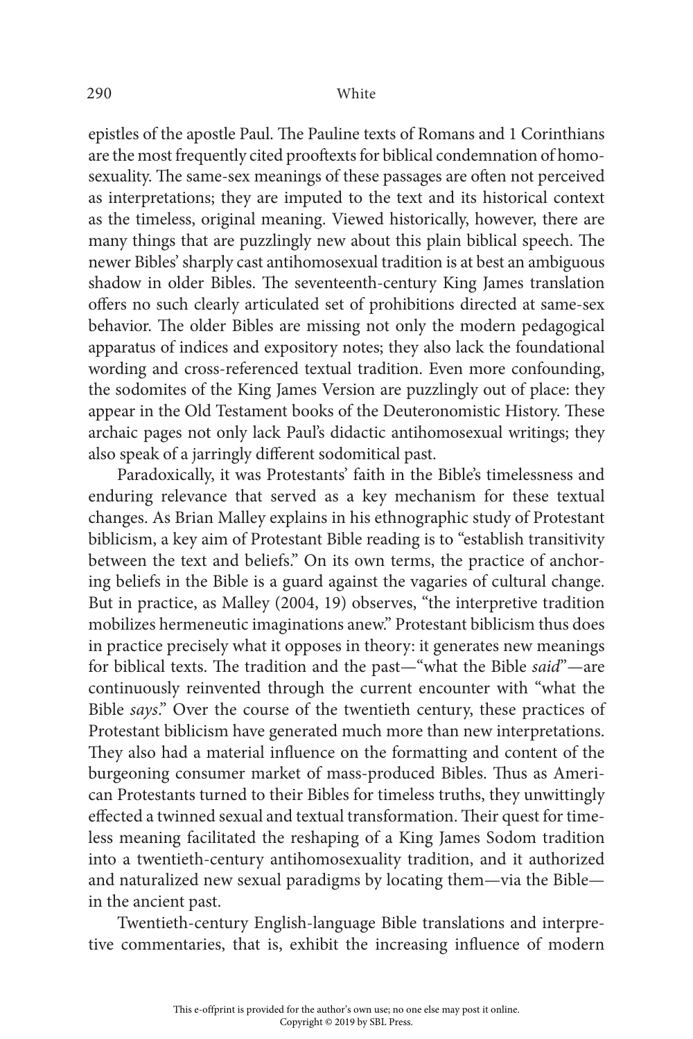epistles of the apostle Paul. The Pauline texts of Romans and 1 Corinthians are the most frequently cited prooftexts for biblical condemnation of homosexuality. The same-sex meanings of these passages are often not perceived as interpretations; they are imputed to the text and its historical context as the timeless, original meaning. Viewed historically, however, there are many things that are puzzlingly new about this plain biblical speech. The newer Bibles' sharply cast antihomosexual tradition is at best an ambiguous shadow in older Bibles. The seventeenth-century King James translation offers no such clearly articulated set of prohibitions directed at same-sex behavior. The older Bibles are missing not only the modern pedagogical apparatus of indices and expository notes; they also lack the foundational wording and cross-referenced textual tradition. Even more confounding, the sodomites of the King James Version are puzzlingly out of place: they appear in the Old Testament books of the Deuteronomistic History. These archaic pages not only lack Paul's didactic antihomosexual writings; they also speak of a jarringly different sodomitical past.

Paradoxically, it was Protestants' faith in the Bible's timelessness and enduring relevance that served as a key mechanism for these textual changes. As Brian Malley explains in his ethnographic study of Protestant biblicism, a key aim of Protestant Bible reading is to "establish transitivity between the text and beliefs." On its own terms, the practice of anchoring beliefs in the Bible is a guard against the vagaries of cultural change. But in practice, as Malley (2004, 19) observes, "the interpretive tradition mobilizes hermeneutic imaginations anew." Protestant biblicism thus does in practice precisely what it opposes in theory: it generates new meanings for biblical texts. The tradition and the past—"what the Bible *said*"—are continuously reinvented through the current encounter with "what the Bible *says*." Over the course of the twentieth century, these practices of Protestant biblicism have generated much more than new interpretations. They also had a material influence on the formatting and content of the burgeoning consumer market of mass-produced Bibles. Thus as American Protestants turned to their Bibles for timeless truths, they unwittingly effected a twinned sexual and textual transformation. Their quest for timeless meaning facilitated the reshaping of a King James Sodom tradition into a twentieth-century antihomosexuality tradition, and it authorized and naturalized new sexual paradigms by locating them—via the Bible—in the ancient past.

Twentieth-century English-language Bible translations and interpretive commentaries, that is, exhibit the increasing influence of modern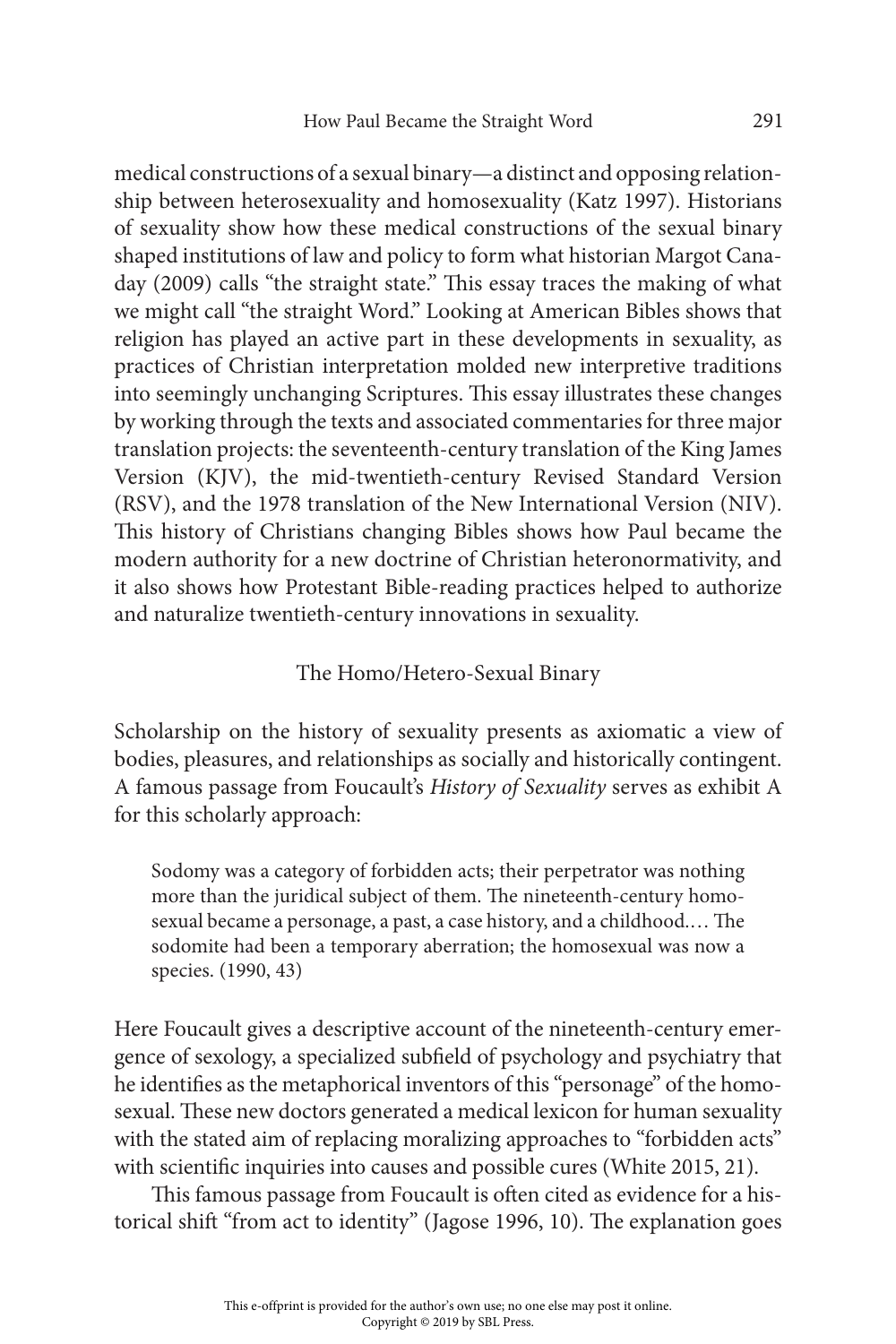medical constructions of a sexual binary—a distinct and opposing relationship between heterosexuality and homosexuality (Katz 1997). Historians of sexuality show how these medical constructions of the sexual binary shaped institutions of law and policy to form what historian Margot Canaday (2009) calls "the straight state." This essay traces the making of what we might call "the straight Word." Looking at American Bibles shows that religion has played an active part in these developments in sexuality, as practices of Christian interpretation molded new interpretive traditions into seemingly unchanging Scriptures. This essay illustrates these changes by working through the texts and associated commentaries for three major translation projects: the seventeenth-century translation of the King James Version (KJV), the mid-twentieth-century Revised Standard Version (RSV), and the 1978 translation of the New International Version (NIV). This history of Christians changing Bibles shows how Paul became the modern authority for a new doctrine of Christian heteronormativity, and it also shows how Protestant Bible-reading practices helped to authorize and naturalize twentieth-century innovations in sexuality.

## The Homo/Hetero-Sexual Binary

Scholarship on the history of sexuality presents as axiomatic a view of bodies, pleasures, and relationships as socially and historically contingent. A famous passage from Foucault's *History of Sexuality* serves as exhibit A for this scholarly approach:

> Sodomy was a category of forbidden acts; their perpetrator was nothing more than the juridical subject of them. The nineteenth-century homosexual became a personage, a past, a case history, and a childhood.… The sodomite had been a temporary aberration; the homosexual was now a species. (1990, 43)

Here Foucault gives a descriptive account of the nineteenth-century emergence of sexology, a specialized subfield of psychology and psychiatry that he identifies as the metaphorical inventors of this "personage" of the homosexual. These new doctors generated a medical lexicon for human sexuality with the stated aim of replacing moralizing approaches to "forbidden acts" with scientific inquiries into causes and possible cures (White 2015, 21).

This famous passage from Foucault is often cited as evidence for a historical shift "from act to identity" (Jagose 1996, 10). The explanation goes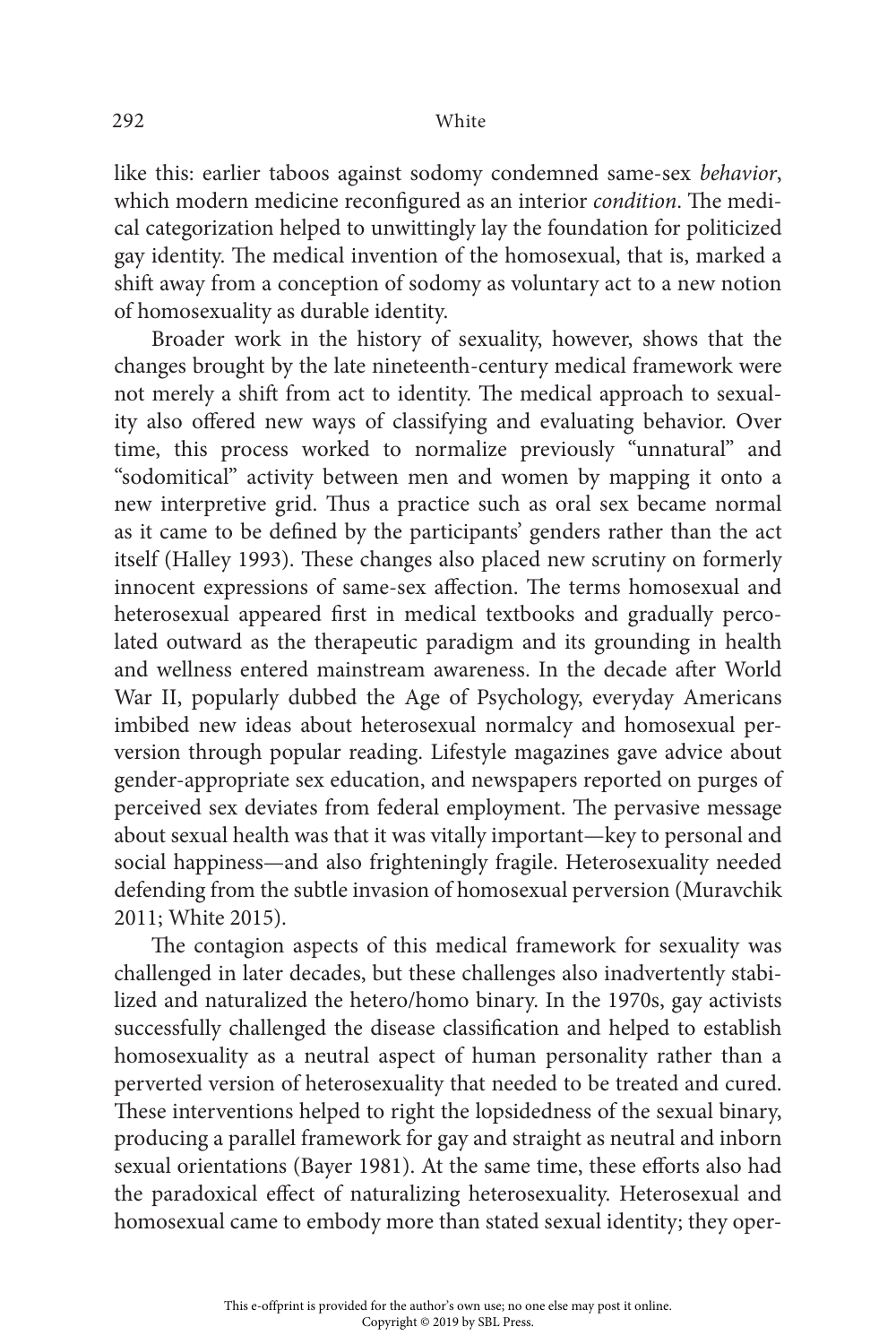like this: earlier taboos against sodomy condemned same-sex *behavior*, which modern medicine reconfigured as an interior *condition*. The medical categorization helped to unwittingly lay the foundation for politicized gay identity. The medical invention of the homosexual, that is, marked a shift away from a conception of sodomy as voluntary act to a new notion of homosexuality as durable identity.

Broader work in the history of sexuality, however, shows that the changes brought by the late nineteenth-century medical framework were not merely a shift from act to identity. The medical approach to sexuality also offered new ways of classifying and evaluating behavior. Over time, this process worked to normalize previously "unnatural" and "sodomitical" activity between men and women by mapping it onto a new interpretive grid. Thus a practice such as oral sex became normal as it came to be defined by the participants' genders rather than the act itself (Halley 1993). These changes also placed new scrutiny on formerly innocent expressions of same-sex affection. The terms homosexual and heterosexual appeared first in medical textbooks and gradually percolated outward as the therapeutic paradigm and its grounding in health and wellness entered mainstream awareness. In the decade after World War II, popularly dubbed the Age of Psychology, everyday Americans imbibed new ideas about heterosexual normalcy and homosexual perversion through popular reading. Lifestyle magazines gave advice about gender-appropriate sex education, and newspapers reported on purges of perceived sex deviates from federal employment. The pervasive message about sexual health was that it was vitally important—key to personal and social happiness—and also frighteningly fragile. Heterosexuality needed defending from the subtle invasion of homosexual perversion (Muravchik 2011; White 2015).

The contagion aspects of this medical framework for sexuality was challenged in later decades, but these challenges also inadvertently stabilized and naturalized the hetero/homo binary. In the 1970s, gay activists successfully challenged the disease classification and helped to establish homosexuality as a neutral aspect of human personality rather than a perverted version of heterosexuality that needed to be treated and cured. These interventions helped to right the lopsidedness of the sexual binary, producing a parallel framework for gay and straight as neutral and inborn sexual orientations (Bayer 1981). At the same time, these efforts also had the paradoxical effect of naturalizing heterosexuality. Heterosexual and homosexual came to embody more than stated sexual identity; they oper-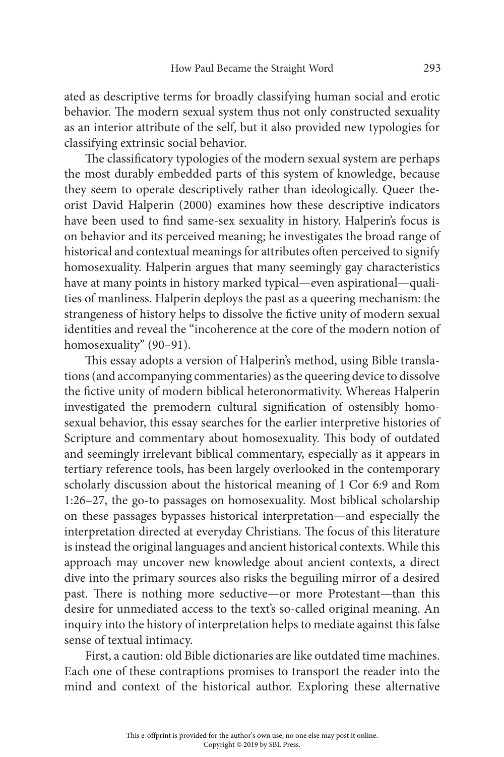ated as descriptive terms for broadly classifying human social and erotic behavior. The modern sexual system thus not only constructed sexuality as an interior attribute of the self, but it also provided new typologies for classifying extrinsic social behavior.

The classificatory typologies of the modern sexual system are perhaps the most durably embedded parts of this system of knowledge, because they seem to operate descriptively rather than ideologically. Queer theorist David Halperin (2000) examines how these descriptive indicators have been used to find same-sex sexuality in history. Halperin's focus is on behavior and its perceived meaning; he investigates the broad range of historical and contextual meanings for attributes often perceived to signify homosexuality. Halperin argues that many seemingly gay characteristics have at many points in history marked typical—even aspirational—qualities of manliness. Halperin deploys the past as a queering mechanism: the strangeness of history helps to dissolve the fictive unity of modern sexual identities and reveal the "incoherence at the core of the modern notion of homosexuality" (90–91).

This essay adopts a version of Halperin's method, using Bible translations (and accompanying commentaries) as the queering device to dissolve the fictive unity of modern biblical heteronormativity. Whereas Halperin investigated the premodern cultural signification of ostensibly homosexual behavior, this essay searches for the earlier interpretive histories of Scripture and commentary about homosexuality. This body of outdated and seemingly irrelevant biblical commentary, especially as it appears in tertiary reference tools, has been largely overlooked in the contemporary scholarly discussion about the historical meaning of 1 Cor 6:9 and Rom 1:26–27, the go-to passages on homosexuality. Most biblical scholarship on these passages bypasses historical interpretation—and especially the interpretation directed at everyday Christians. The focus of this literature is instead the original languages and ancient historical contexts. While this approach may uncover new knowledge about ancient contexts, a direct dive into the primary sources also risks the beguiling mirror of a desired past. There is nothing more seductive—or more Protestant—than this desire for unmediated access to the text's so-called original meaning. An inquiry into the history of interpretation helps to mediate against this false sense of textual intimacy.

First, a caution: old Bible dictionaries are like outdated time machines. Each one of these contraptions promises to transport the reader into the mind and context of the historical author. Exploring these alternative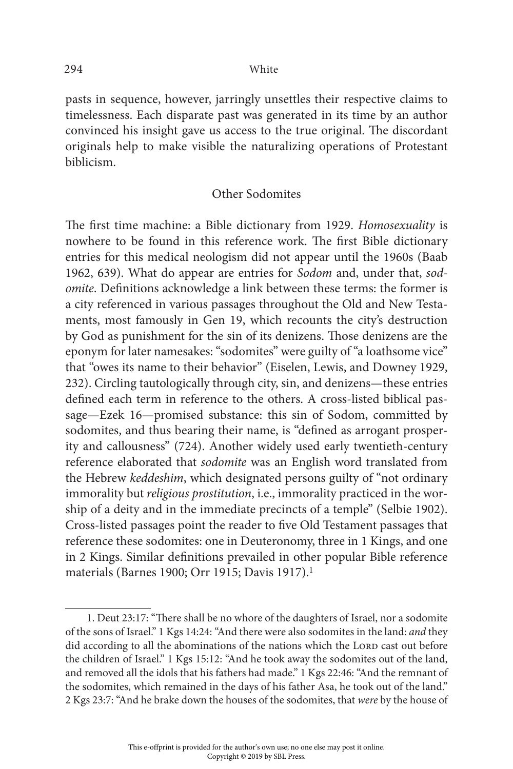pasts in sequence, however, jarringly unsettles their respective claims to timelessness. Each disparate past was generated in its time by an author convinced his insight gave us access to the true original. The discordant originals help to make visible the naturalizing operations of Protestant biblicism.

## Other Sodomites

The first time machine: a Bible dictionary from 1929. *Homosexuality* is nowhere to be found in this reference work. The first Bible dictionary entries for this medical neologism did not appear until the 1960s (Baab 1962, 639). What do appear are entries for *Sodom* and, under that, *sodomite*. Definitions acknowledge a link between these terms: the former is a city referenced in various passages throughout the Old and New Testaments, most famously in Gen 19, which recounts the city's destruction by God as punishment for the sin of its denizens. Those denizens are the eponym for later namesakes: "sodomites" were guilty of "a loathsome vice" that "owes its name to their behavior" (Eiselen, Lewis, and Downey 1929, 232). Circling tautologically through city, sin, and denizens—these entries defined each term in reference to the others. A cross-listed biblical passage—Ezek 16—promised substance: this sin of Sodom, committed by sodomites, and thus bearing their name, is "defined as arrogant prosperity and callousness" (724). Another widely used early twentieth-century reference elaborated that *sodomite* was an English word translated from the Hebrew *keddeshim*, which designated persons guilty of "not ordinary immorality but *religious prostitution*, i.e., immorality practiced in the worship of a deity and in the immediate precincts of a temple" (Selbie 1902). Cross-listed passages point the reader to five Old Testament passages that reference these sodomites: one in Deuteronomy, three in 1 Kings, and one in 2 Kings. Similar definitions prevailed in other popular Bible reference materials (Barnes 1900; Orr 1915; Davis 1917).[1]

---

1. Deut 23:17: "There shall be no whore of the daughters of Israel, nor a sodomite of the sons of Israel." 1 Kgs 14:24: "And there were also sodomites in the land: *and* they did according to all the abominations of the nations which the Lord cast out before the children of Israel." 1 Kgs 15:12: "And he took away the sodomites out of the land, and removed all the idols that his fathers had made." 1 Kgs 22:46: "And the remnant of the sodomites, which remained in the days of his father Asa, he took out of the land." 2 Kgs 23:7: "And he brake down the houses of the sodomites, that *were* by the house of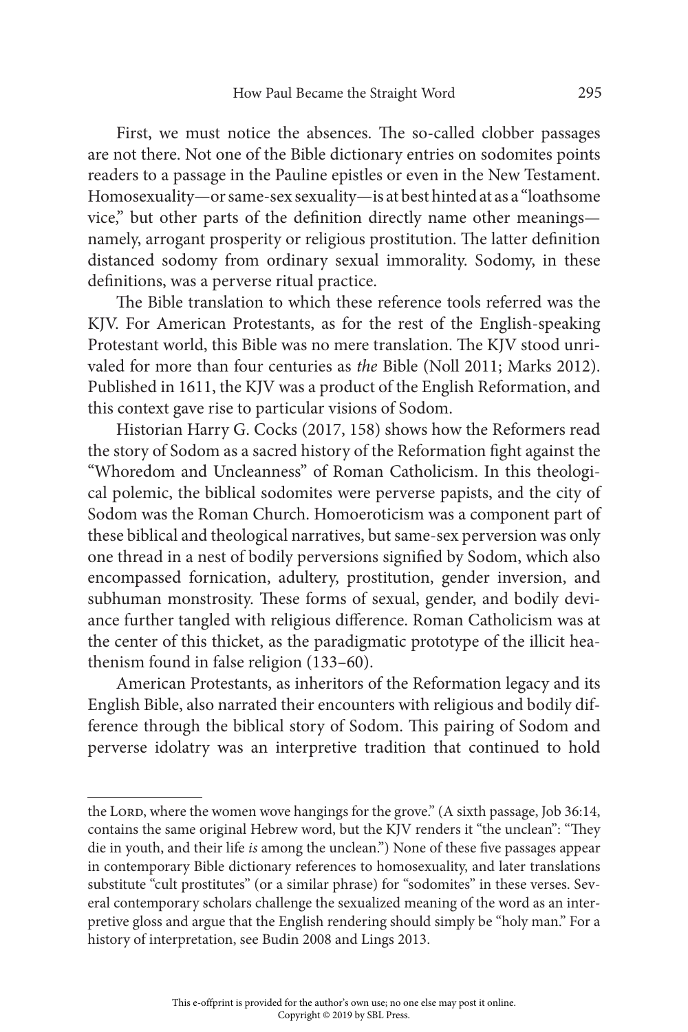First, we must notice the absences. The so-called clobber passages are not there. Not one of the Bible dictionary entries on sodomites points readers to a passage in the Pauline epistles or even in the New Testament. Homosexuality—or same-sex sexuality—is at best hinted at as a "loathsome vice," but other parts of the definition directly name other meanings—namely, arrogant prosperity or religious prostitution. The latter definition distanced sodomy from ordinary sexual immorality. Sodomy, in these definitions, was a perverse ritual practice.

The Bible translation to which these reference tools referred was the KJV. For American Protestants, as for the rest of the English-speaking Protestant world, this Bible was no mere translation. The KJV stood unrivaled for more than four centuries as *the* Bible (Noll 2011; Marks 2012). Published in 1611, the KJV was a product of the English Reformation, and this context gave rise to particular visions of Sodom.

Historian Harry G. Cocks (2017, 158) shows how the Reformers read the story of Sodom as a sacred history of the Reformation fight against the "Whoredom and Uncleanness" of Roman Catholicism. In this theological polemic, the biblical sodomites were perverse papists, and the city of Sodom was the Roman Church. Homoeroticism was a component part of these biblical and theological narratives, but same-sex perversion was only one thread in a nest of bodily perversions signified by Sodom, which also encompassed fornication, adultery, prostitution, gender inversion, and subhuman monstrosity. These forms of sexual, gender, and bodily deviance further tangled with religious difference. Roman Catholicism was at the center of this thicket, as the paradigmatic prototype of the illicit heathenism found in false religion (133–60).

American Protestants, as inheritors of the Reformation legacy and its English Bible, also narrated their encounters with religious and bodily difference through the biblical story of Sodom. This pairing of Sodom and perverse idolatry was an interpretive tradition that continued to hold

---

the Lord, where the women wove hangings for the grove." (A sixth passage, Job 36:14, contains the same original Hebrew word, but the KJV renders it "the unclean": "They die in youth, and their life *is* among the unclean.") None of these five passages appear in contemporary Bible dictionary references to homosexuality, and later translations substitute "cult prostitutes" (or a similar phrase) for "sodomites" in these verses. Several contemporary scholars challenge the sexualized meaning of the word as an interpretive gloss and argue that the English rendering should simply be "holy man." For a history of interpretation, see Budin 2008 and Lings 2013.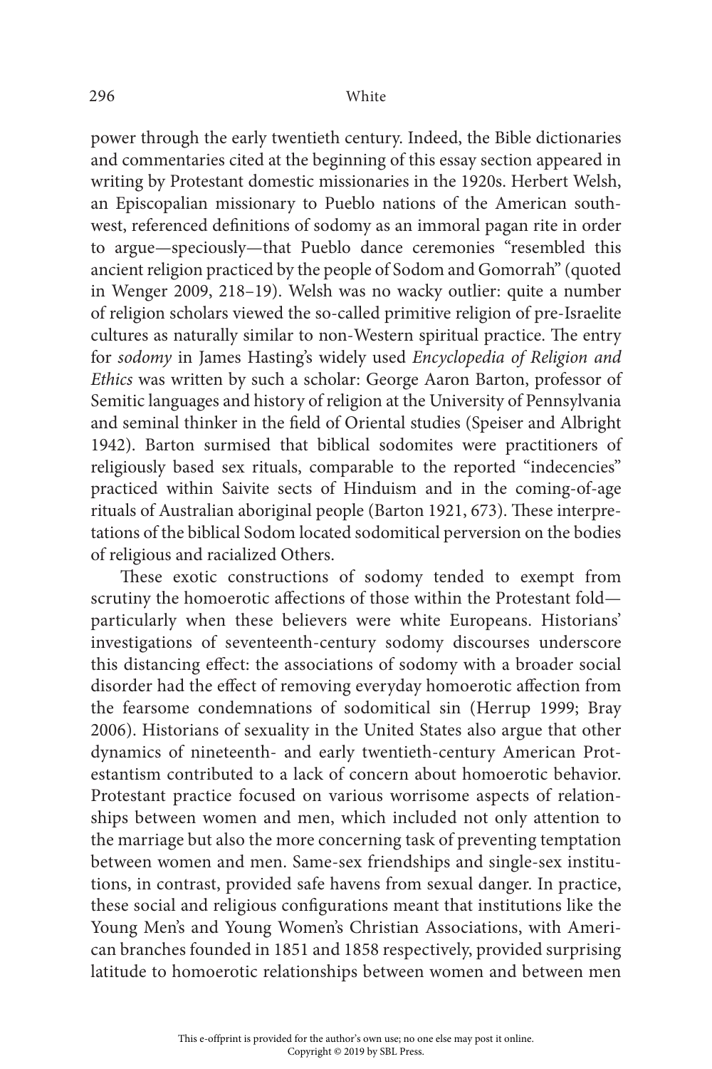power through the early twentieth century. Indeed, the Bible dictionaries and commentaries cited at the beginning of this essay section appeared in writing by Protestant domestic missionaries in the 1920s. Herbert Welsh, an Episcopalian missionary to Pueblo nations of the American southwest, referenced definitions of sodomy as an immoral pagan rite in order to argue—speciously—that Pueblo dance ceremonies "resembled this ancient religion practiced by the people of Sodom and Gomorrah" (quoted in Wenger 2009, 218–19). Welsh was no wacky outlier: quite a number of religion scholars viewed the so-called primitive religion of pre-Israelite cultures as naturally similar to non-Western spiritual practice. The entry for *sodomy* in James Hasting's widely used *Encyclopedia of Religion and Ethics* was written by such a scholar: George Aaron Barton, professor of Semitic languages and history of religion at the University of Pennsylvania and seminal thinker in the field of Oriental studies (Speiser and Albright 1942). Barton surmised that biblical sodomites were practitioners of religiously based sex rituals, comparable to the reported "indecencies" practiced within Saivite sects of Hinduism and in the coming-of-age rituals of Australian aboriginal people (Barton 1921, 673). These interpretations of the biblical Sodom located sodomitical perversion on the bodies of religious and racialized Others.

These exotic constructions of sodomy tended to exempt from scrutiny the homoerotic affections of those within the Protestant fold—particularly when these believers were white Europeans. Historians' investigations of seventeenth-century sodomy discourses underscore this distancing effect: the associations of sodomy with a broader social disorder had the effect of removing everyday homoerotic affection from the fearsome condemnations of sodomitical sin (Herrup 1999; Bray 2006). Historians of sexuality in the United States also argue that other dynamics of nineteenth- and early twentieth-century American Protestantism contributed to a lack of concern about homoerotic behavior. Protestant practice focused on various worrisome aspects of relationships between women and men, which included not only attention to the marriage but also the more concerning task of preventing temptation between women and men. Same-sex friendships and single-sex institutions, in contrast, provided safe havens from sexual danger. In practice, these social and religious configurations meant that institutions like the Young Men's and Young Women's Christian Associations, with American branches founded in 1851 and 1858 respectively, provided surprising latitude to homoerotic relationships between women and between men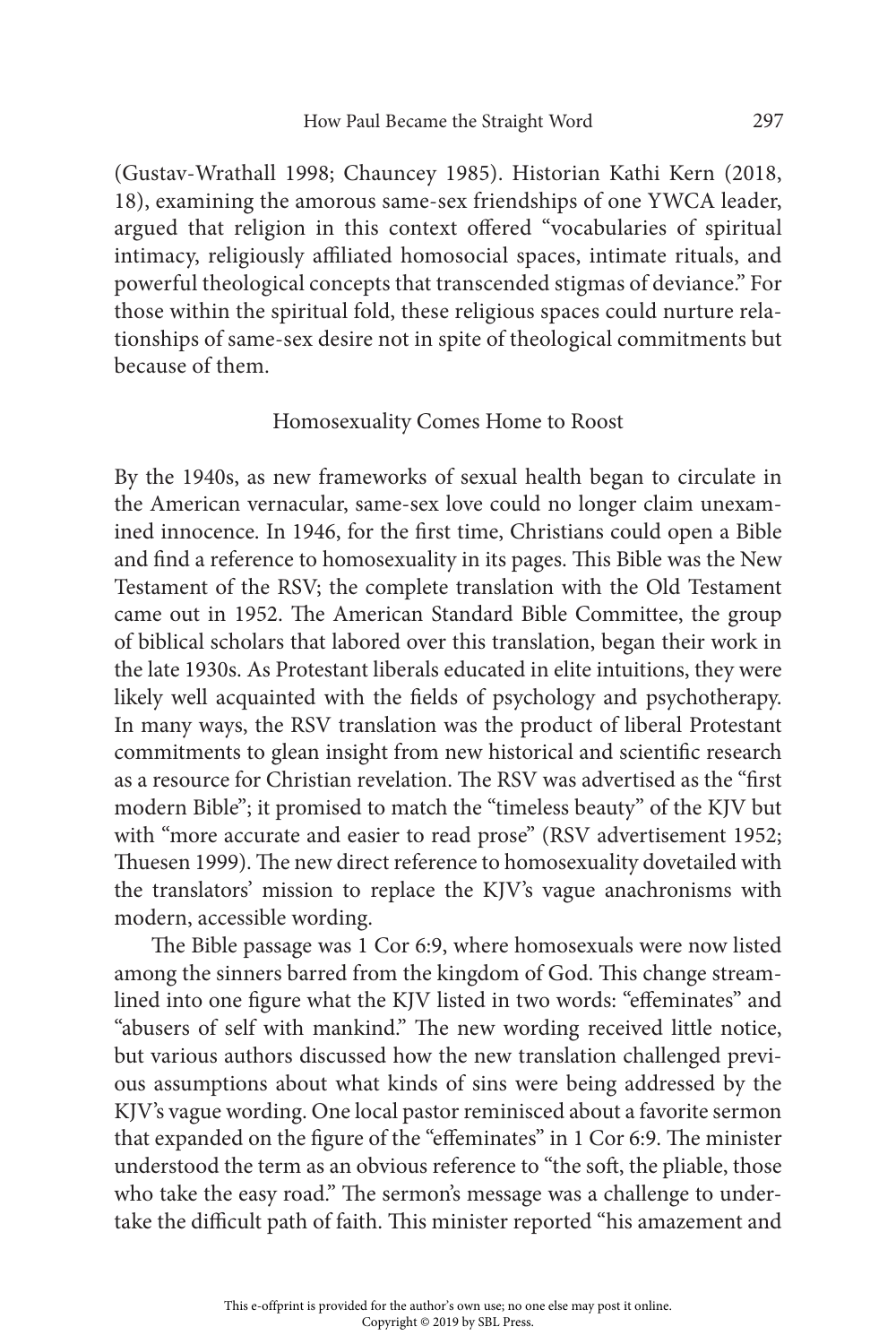(Gustav-Wrathall 1998; Chauncey 1985). Historian Kathi Kern (2018, 18), examining the amorous same-sex friendships of one YWCA leader, argued that religion in this context offered "vocabularies of spiritual intimacy, religiously affiliated homosocial spaces, intimate rituals, and powerful theological concepts that transcended stigmas of deviance." For those within the spiritual fold, these religious spaces could nurture relationships of same-sex desire not in spite of theological commitments but because of them.

## Homosexuality Comes Home to Roost

By the 1940s, as new frameworks of sexual health began to circulate in the American vernacular, same-sex love could no longer claim unexamined innocence. In 1946, for the first time, Christians could open a Bible and find a reference to homosexuality in its pages. This Bible was the New Testament of the RSV; the complete translation with the Old Testament came out in 1952. The American Standard Bible Committee, the group of biblical scholars that labored over this translation, began their work in the late 1930s. As Protestant liberals educated in elite intuitions, they were likely well acquainted with the fields of psychology and psychotherapy. In many ways, the RSV translation was the product of liberal Protestant commitments to glean insight from new historical and scientific research as a resource for Christian revelation. The RSV was advertised as the "first modern Bible"; it promised to match the "timeless beauty" of the KJV but with "more accurate and easier to read prose" (RSV advertisement 1952; Thuesen 1999). The new direct reference to homosexuality dovetailed with the translators' mission to replace the KJV's vague anachronisms with modern, accessible wording.

The Bible passage was 1 Cor 6:9, where homosexuals were now listed among the sinners barred from the kingdom of God. This change streamlined into one figure what the KJV listed in two words: "effeminates" and "abusers of self with mankind." The new wording received little notice, but various authors discussed how the new translation challenged previous assumptions about what kinds of sins were being addressed by the KJV's vague wording. One local pastor reminisced about a favorite sermon that expanded on the figure of the "effeminates" in 1 Cor 6:9. The minister understood the term as an obvious reference to "the soft, the pliable, those who take the easy road." The sermon's message was a challenge to undertake the difficult path of faith. This minister reported "his amazement and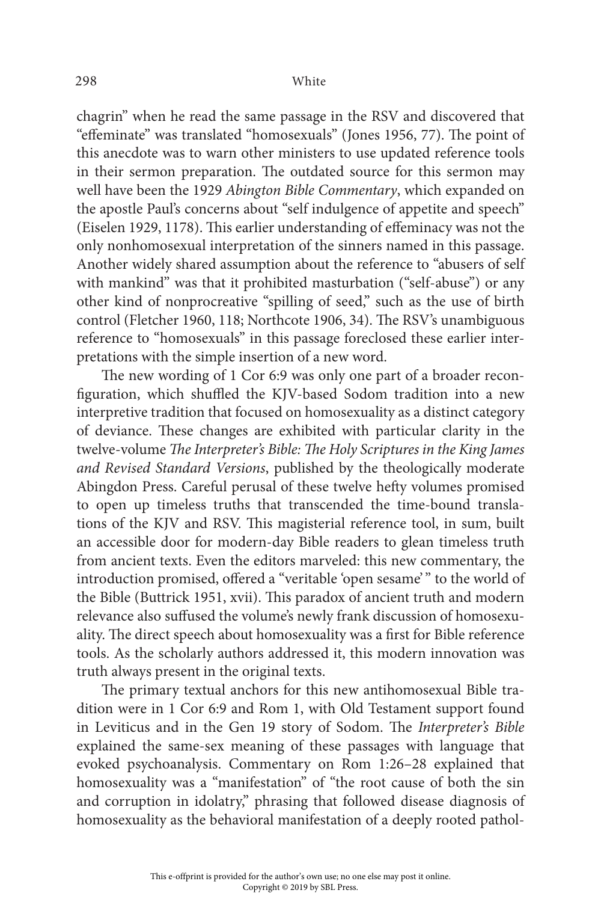chagrin" when he read the same passage in the RSV and discovered that "effeminate" was translated "homosexuals" (Jones 1956, 77). The point of this anecdote was to warn other ministers to use updated reference tools in their sermon preparation. The outdated source for this sermon may well have been the 1929 *Abington Bible Commentary*, which expanded on the apostle Paul's concerns about "self indulgence of appetite and speech" (Eiselen 1929, 1178). This earlier understanding of effeminacy was not the only nonhomosexual interpretation of the sinners named in this passage. Another widely shared assumption about the reference to "abusers of self with mankind" was that it prohibited masturbation ("self-abuse") or any other kind of nonprocreative "spilling of seed," such as the use of birth control (Fletcher 1960, 118; Northcote 1906, 34). The RSV's unambiguous reference to "homosexuals" in this passage foreclosed these earlier interpretations with the simple insertion of a new word.

The new wording of 1 Cor 6:9 was only one part of a broader reconfiguration, which shuffled the KJV-based Sodom tradition into a new interpretive tradition that focused on homosexuality as a distinct category of deviance. These changes are exhibited with particular clarity in the twelve-volume *The Interpreter's Bible: The Holy Scriptures in the King James and Revised Standard Versions*, published by the theologically moderate Abingdon Press. Careful perusal of these twelve hefty volumes promised to open up timeless truths that transcended the time-bound translations of the KJV and RSV. This magisterial reference tool, in sum, built an accessible door for modern-day Bible readers to glean timeless truth from ancient texts. Even the editors marveled: this new commentary, the introduction promised, offered a "veritable 'open sesame' " to the world of the Bible (Buttrick 1951, xvii). This paradox of ancient truth and modern relevance also suffused the volume's newly frank discussion of homosexuality. The direct speech about homosexuality was a first for Bible reference tools. As the scholarly authors addressed it, this modern innovation was truth always present in the original texts.

The primary textual anchors for this new antihomosexual Bible tradition were in 1 Cor 6:9 and Rom 1, with Old Testament support found in Leviticus and in the Gen 19 story of Sodom. The *Interpreter's Bible* explained the same-sex meaning of these passages with language that evoked psychoanalysis. Commentary on Rom 1:26–28 explained that homosexuality was a "manifestation" of "the root cause of both the sin and corruption in idolatry," phrasing that followed disease diagnosis of homosexuality as the behavioral manifestation of a deeply rooted pathol-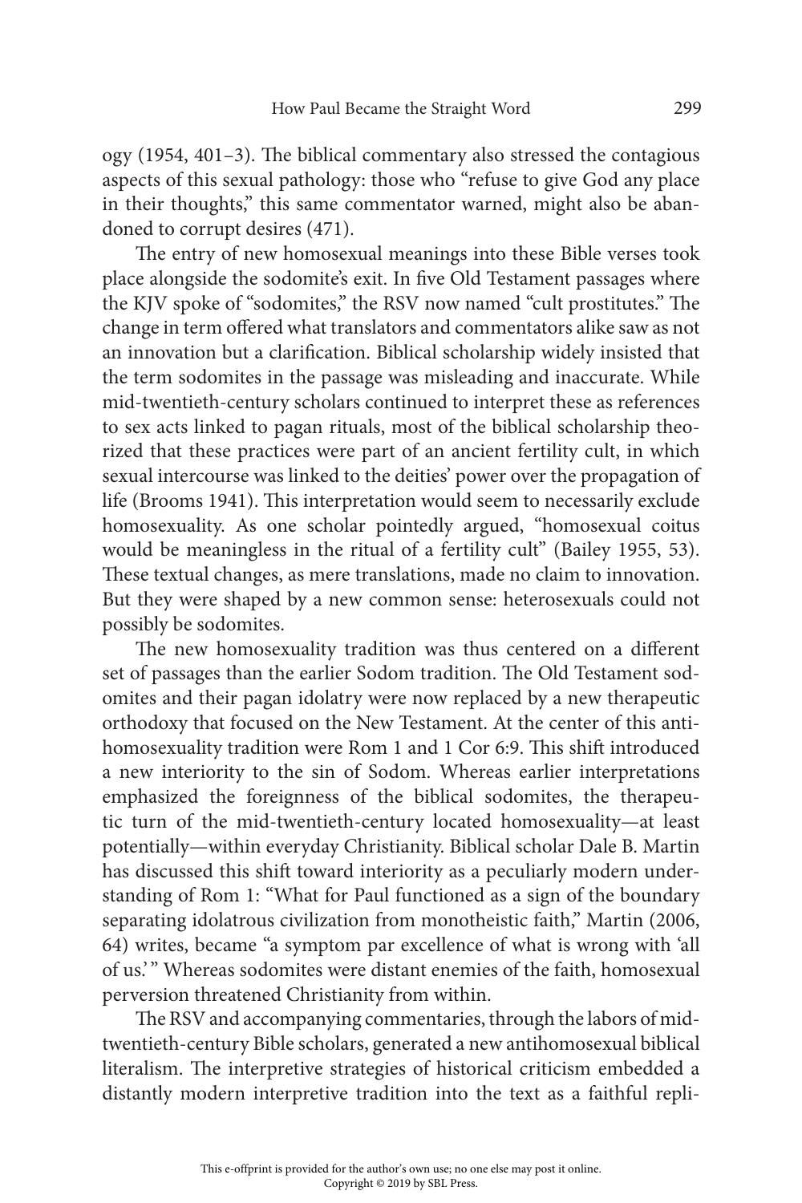ogy (1954, 401–3). The biblical commentary also stressed the contagious aspects of this sexual pathology: those who "refuse to give God any place in their thoughts," this same commentator warned, might also be abandoned to corrupt desires (471).

The entry of new homosexual meanings into these Bible verses took place alongside the sodomite's exit. In five Old Testament passages where the KJV spoke of "sodomites," the RSV now named "cult prostitutes." The change in term offered what translators and commentators alike saw as not an innovation but a clarification. Biblical scholarship widely insisted that the term sodomites in the passage was misleading and inaccurate. While mid-twentieth-century scholars continued to interpret these as references to sex acts linked to pagan rituals, most of the biblical scholarship theorized that these practices were part of an ancient fertility cult, in which sexual intercourse was linked to the deities' power over the propagation of life (Brooms 1941). This interpretation would seem to necessarily exclude homosexuality. As one scholar pointedly argued, "homosexual coitus would be meaningless in the ritual of a fertility cult" (Bailey 1955, 53). These textual changes, as mere translations, made no claim to innovation. But they were shaped by a new common sense: heterosexuals could not possibly be sodomites.

The new homosexuality tradition was thus centered on a different set of passages than the earlier Sodom tradition. The Old Testament sodomites and their pagan idolatry were now replaced by a new therapeutic orthodoxy that focused on the New Testament. At the center of this antihomosexuality tradition were Rom 1 and 1 Cor 6:9. This shift introduced a new interiority to the sin of Sodom. Whereas earlier interpretations emphasized the foreignness of the biblical sodomites, the therapeutic turn of the mid-twentieth-century located homosexuality—at least potentially—within everyday Christianity. Biblical scholar Dale B. Martin has discussed this shift toward interiority as a peculiarly modern understanding of Rom 1: "What for Paul functioned as a sign of the boundary separating idolatrous civilization from monotheistic faith," Martin (2006, 64) writes, became "a symptom par excellence of what is wrong with 'all of us.'" Whereas sodomites were distant enemies of the faith, homosexual perversion threatened Christianity from within.

The RSV and accompanying commentaries, through the labors of mid-twentieth-century Bible scholars, generated a new antihomosexual biblical literalism. The interpretive strategies of historical criticism embedded a distantly modern interpretive tradition into the text as a faithful repli-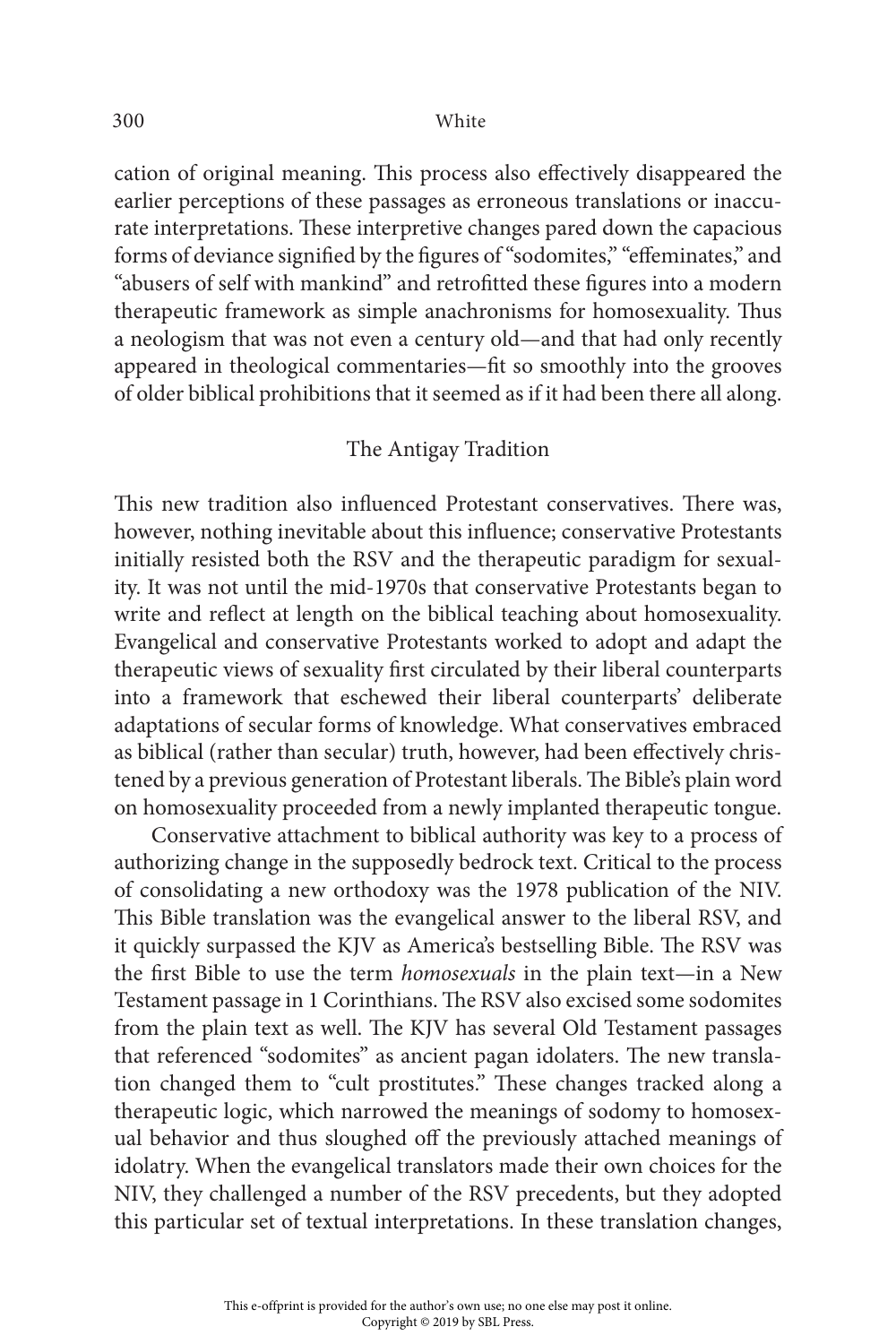cation of original meaning. This process also effectively disappeared the earlier perceptions of these passages as erroneous translations or inaccurate interpretations. These interpretive changes pared down the capacious forms of deviance signified by the figures of "sodomites," "effeminates," and "abusers of self with mankind" and retrofitted these figures into a modern therapeutic framework as simple anachronisms for homosexuality. Thus a neologism that was not even a century old—and that had only recently appeared in theological commentaries—fit so smoothly into the grooves of older biblical prohibitions that it seemed as if it had been there all along.

## The Antigay Tradition

This new tradition also influenced Protestant conservatives. There was, however, nothing inevitable about this influence; conservative Protestants initially resisted both the RSV and the therapeutic paradigm for sexuality. It was not until the mid-1970s that conservative Protestants began to write and reflect at length on the biblical teaching about homosexuality. Evangelical and conservative Protestants worked to adopt and adapt the therapeutic views of sexuality first circulated by their liberal counterparts into a framework that eschewed their liberal counterparts' deliberate adaptations of secular forms of knowledge. What conservatives embraced as biblical (rather than secular) truth, however, had been effectively christened by a previous generation of Protestant liberals. The Bible's plain word on homosexuality proceeded from a newly implanted therapeutic tongue.

Conservative attachment to biblical authority was key to a process of authorizing change in the supposedly bedrock text. Critical to the process of consolidating a new orthodoxy was the 1978 publication of the NIV. This Bible translation was the evangelical answer to the liberal RSV, and it quickly surpassed the KJV as America's bestselling Bible. The RSV was the first Bible to use the term *homosexuals* in the plain text—in a New Testament passage in 1 Corinthians. The RSV also excised some sodomites from the plain text as well. The KJV has several Old Testament passages that referenced "sodomites" as ancient pagan idolaters. The new translation changed them to "cult prostitutes." These changes tracked along a therapeutic logic, which narrowed the meanings of sodomy to homosexual behavior and thus sloughed off the previously attached meanings of idolatry. When the evangelical translators made their own choices for the NIV, they challenged a number of the RSV precedents, but they adopted this particular set of textual interpretations. In these translation changes,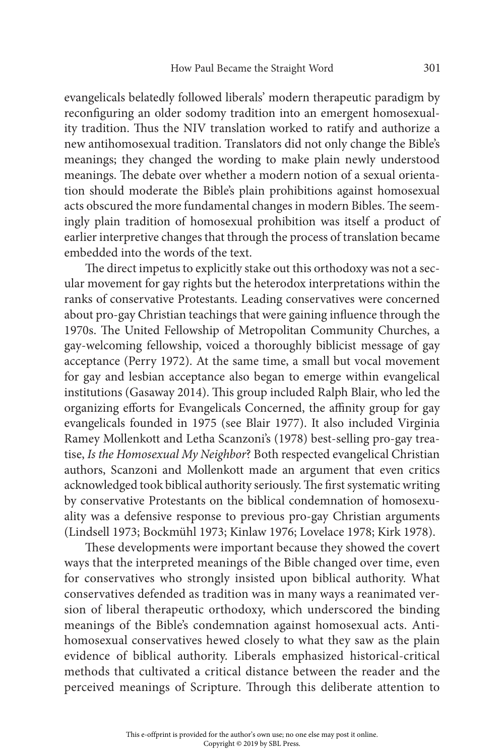evangelicals belatedly followed liberals' modern therapeutic paradigm by reconfiguring an older sodomy tradition into an emergent homosexuality tradition. Thus the NIV translation worked to ratify and authorize a new antihomosexual tradition. Translators did not only change the Bible's meanings; they changed the wording to make plain newly understood meanings. The debate over whether a modern notion of a sexual orientation should moderate the Bible's plain prohibitions against homosexual acts obscured the more fundamental changes in modern Bibles. The seemingly plain tradition of homosexual prohibition was itself a product of earlier interpretive changes that through the process of translation became embedded into the words of the text.

The direct impetus to explicitly stake out this orthodoxy was not a secular movement for gay rights but the heterodox interpretations within the ranks of conservative Protestants. Leading conservatives were concerned about pro-gay Christian teachings that were gaining influence through the 1970s. The United Fellowship of Metropolitan Community Churches, a gay-welcoming fellowship, voiced a thoroughly biblicist message of gay acceptance (Perry 1972). At the same time, a small but vocal movement for gay and lesbian acceptance also began to emerge within evangelical institutions (Gasaway 2014). This group included Ralph Blair, who led the organizing efforts for Evangelicals Concerned, the affinity group for gay evangelicals founded in 1975 (see Blair 1977). It also included Virginia Ramey Mollenkott and Letha Scanzoni's (1978) best-selling pro-gay treatise, *Is the Homosexual My Neighbor*? Both respected evangelical Christian authors, Scanzoni and Mollenkott made an argument that even critics acknowledged took biblical authority seriously. The first systematic writing by conservative Protestants on the biblical condemnation of homosexuality was a defensive response to previous pro-gay Christian arguments (Lindsell 1973; Bockmühl 1973; Kinlaw 1976; Lovelace 1978; Kirk 1978).

These developments were important because they showed the covert ways that the interpreted meanings of the Bible changed over time, even for conservatives who strongly insisted upon biblical authority. What conservatives defended as tradition was in many ways a reanimated version of liberal therapeutic orthodoxy, which underscored the binding meanings of the Bible's condemnation against homosexual acts. Antihomosexual conservatives hewed closely to what they saw as the plain evidence of biblical authority. Liberals emphasized historical-critical methods that cultivated a critical distance between the reader and the perceived meanings of Scripture. Through this deliberate attention to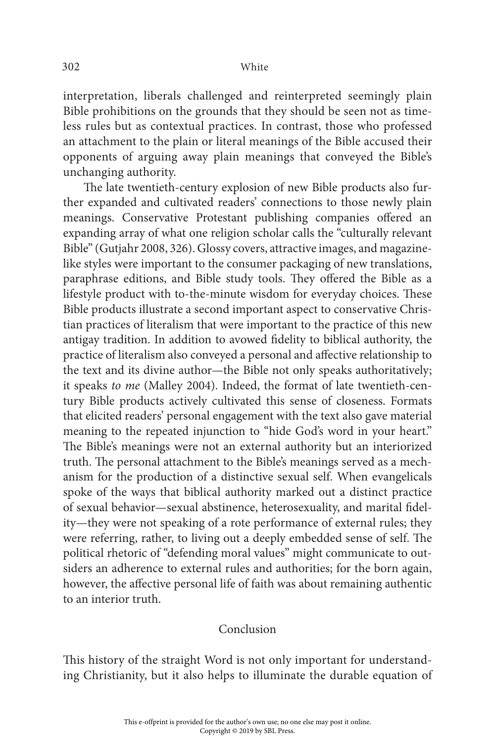interpretation, liberals challenged and reinterpreted seemingly plain Bible prohibitions on the grounds that they should be seen not as timeless rules but as contextual practices. In contrast, those who professed an attachment to the plain or literal meanings of the Bible accused their opponents of arguing away plain meanings that conveyed the Bible's unchanging authority.

The late twentieth-century explosion of new Bible products also further expanded and cultivated readers' connections to those newly plain meanings. Conservative Protestant publishing companies offered an expanding array of what one religion scholar calls the "culturally relevant Bible" (Gutjahr 2008, 326). Glossy covers, attractive images, and magazine-like styles were important to the consumer packaging of new translations, paraphrase editions, and Bible study tools. They offered the Bible as a lifestyle product with to-the-minute wisdom for everyday choices. These Bible products illustrate a second important aspect to conservative Christian practices of literalism that were important to the practice of this new antigay tradition. In addition to avowed fidelity to biblical authority, the practice of literalism also conveyed a personal and affective relationship to the text and its divine author—the Bible not only speaks authoritatively; it speaks *to me* (Malley 2004). Indeed, the format of late twentieth-century Bible products actively cultivated this sense of closeness. Formats that elicited readers' personal engagement with the text also gave material meaning to the repeated injunction to "hide God's word in your heart." The Bible's meanings were not an external authority but an interiorized truth. The personal attachment to the Bible's meanings served as a mechanism for the production of a distinctive sexual self. When evangelicals spoke of the ways that biblical authority marked out a distinct practice of sexual behavior—sexual abstinence, heterosexuality, and marital fidelity—they were not speaking of a rote performance of external rules; they were referring, rather, to living out a deeply embedded sense of self. The political rhetoric of "defending moral values" might communicate to outsiders an adherence to external rules and authorities; for the born again, however, the affective personal life of faith was about remaining authentic to an interior truth.

## Conclusion

This history of the straight Word is not only important for understanding Christianity, but it also helps to illuminate the durable equation of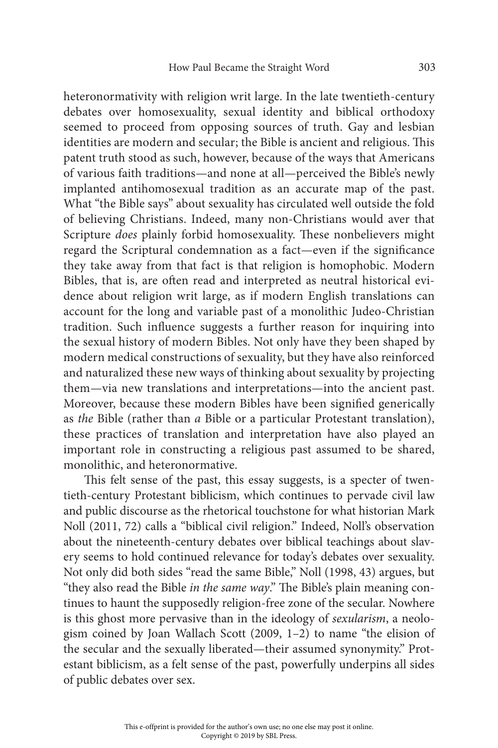heteronormativity with religion writ large. In the late twentieth-century debates over homosexuality, sexual identity and biblical orthodoxy seemed to proceed from opposing sources of truth. Gay and lesbian identities are modern and secular; the Bible is ancient and religious. This patent truth stood as such, however, because of the ways that Americans of various faith traditions—and none at all—perceived the Bible's newly implanted antihomosexual tradition as an accurate map of the past. What "the Bible says" about sexuality has circulated well outside the fold of believing Christians. Indeed, many non-Christians would aver that Scripture *does* plainly forbid homosexuality. These nonbelievers might regard the Scriptural condemnation as a fact—even if the significance they take away from that fact is that religion is homophobic. Modern Bibles, that is, are often read and interpreted as neutral historical evidence about religion writ large, as if modern English translations can account for the long and variable past of a monolithic Judeo-Christian tradition. Such influence suggests a further reason for inquiring into the sexual history of modern Bibles. Not only have they been shaped by modern medical constructions of sexuality, but they have also reinforced and naturalized these new ways of thinking about sexuality by projecting them—via new translations and interpretations—into the ancient past. Moreover, because these modern Bibles have been signified generically as *the* Bible (rather than *a* Bible or a particular Protestant translation), these practices of translation and interpretation have also played an important role in constructing a religious past assumed to be shared, monolithic, and heteronormative.

This felt sense of the past, this essay suggests, is a specter of twentieth-century Protestant biblicism, which continues to pervade civil law and public discourse as the rhetorical touchstone for what historian Mark Noll (2011, 72) calls a "biblical civil religion." Indeed, Noll's observation about the nineteenth-century debates over biblical teachings about slavery seems to hold continued relevance for today's debates over sexuality. Not only did both sides "read the same Bible," Noll (1998, 43) argues, but "they also read the Bible *in the same way*." The Bible's plain meaning continues to haunt the supposedly religion-free zone of the secular. Nowhere is this ghost more pervasive than in the ideology of *sexularism*, a neologism coined by Joan Wallach Scott (2009, 1–2) to name "the elision of the secular and the sexually liberated—their assumed synonymity." Protestant biblicism, as a felt sense of the past, powerfully underpins all sides of public debates over sex.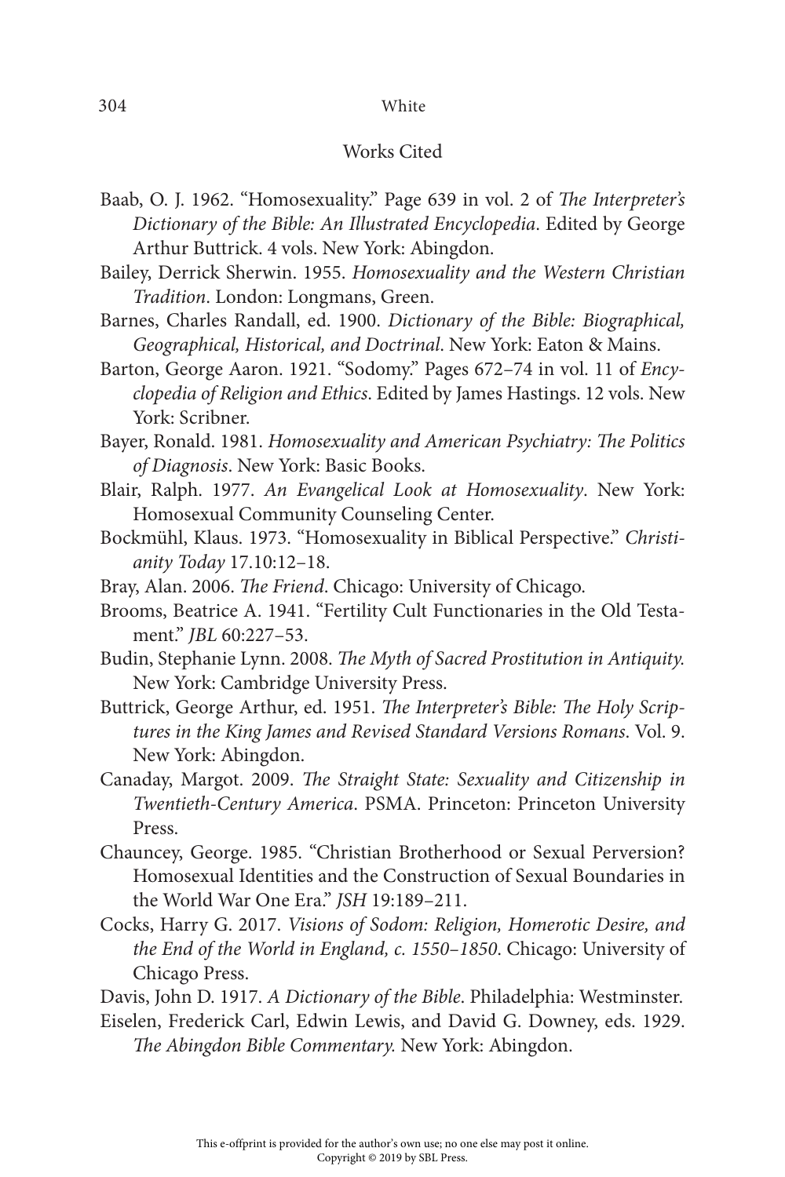## Works Cited

Baab, O. J. 1962. "Homosexuality." Page 639 in vol. 2 of *The Interpreter's Dictionary of the Bible: An Illustrated Encyclopedia*. Edited by George Arthur Buttrick. 4 vols. New York: Abingdon.

Bailey, Derrick Sherwin. 1955. *Homosexuality and the Western Christian Tradition*. London: Longmans, Green.

Barnes, Charles Randall, ed. 1900. *Dictionary of the Bible: Biographical, Geographical, Historical, and Doctrinal*. New York: Eaton & Mains.

Barton, George Aaron. 1921. "Sodomy." Pages 672–74 in vol. 11 of *Encyclopedia of Religion and Ethics*. Edited by James Hastings. 12 vols. New York: Scribner.

Bayer, Ronald. 1981. *Homosexuality and American Psychiatry: The Politics of Diagnosis*. New York: Basic Books.

Blair, Ralph. 1977. *An Evangelical Look at Homosexuality*. New York: Homosexual Community Counseling Center.

Bockmühl, Klaus. 1973. "Homosexuality in Biblical Perspective." *Christianity Today* 17.10:12–18.

Bray, Alan. 2006. *The Friend*. Chicago: University of Chicago.

Brooms, Beatrice A. 1941. "Fertility Cult Functionaries in the Old Testament." *JBL* 60:227–53.

Budin, Stephanie Lynn. 2008. *The Myth of Sacred Prostitution in Antiquity.* New York: Cambridge University Press.

Buttrick, George Arthur, ed. 1951. *The Interpreter's Bible: The Holy Scriptures in the King James and Revised Standard Versions Romans*. Vol. 9. New York: Abingdon.

Canaday, Margot. 2009. *The Straight State: Sexuality and Citizenship in Twentieth-Century America*. PSMA. Princeton: Princeton University Press.

Chauncey, George. 1985. "Christian Brotherhood or Sexual Perversion? Homosexual Identities and the Construction of Sexual Boundaries in the World War One Era." *JSH* 19:189–211.

Cocks, Harry G. 2017. *Visions of Sodom: Religion, Homerotic Desire, and the End of the World in England, c. 1550–1850*. Chicago: University of Chicago Press.

Davis, John D. 1917. *A Dictionary of the Bible*. Philadelphia: Westminster.

Eiselen, Frederick Carl, Edwin Lewis, and David G. Downey, eds. 1929. *The Abingdon Bible Commentary.* New York: Abingdon.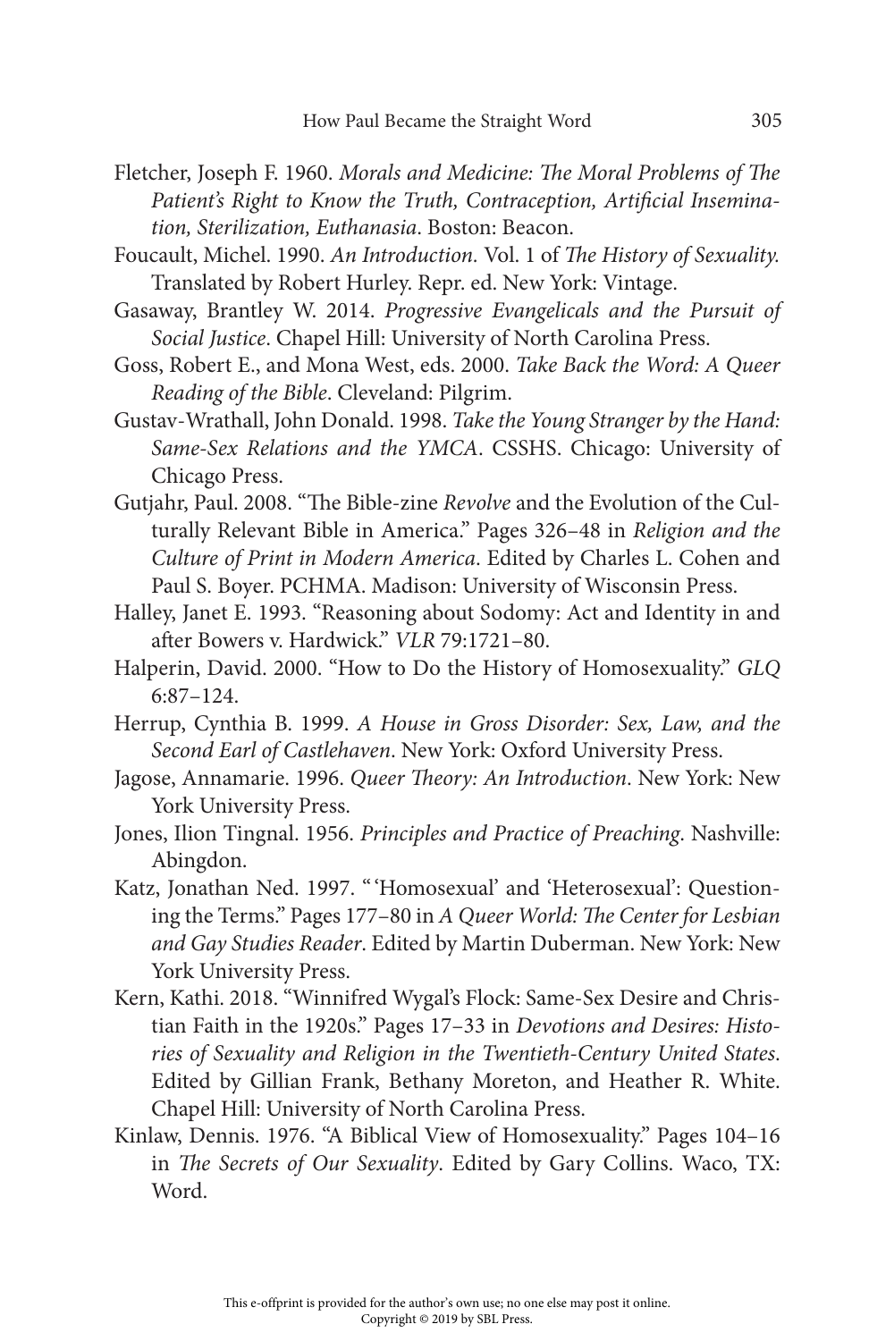Fletcher, Joseph F. 1960. *Morals and Medicine: The Moral Problems of The Patient's Right to Know the Truth, Contraception, Artificial Insemination, Sterilization, Euthanasia*. Boston: Beacon.

Foucault, Michel. 1990. *An Introduction.* Vol. 1 of *The History of Sexuality.* Translated by Robert Hurley. Repr. ed. New York: Vintage.

Gasaway, Brantley W. 2014. *Progressive Evangelicals and the Pursuit of Social Justice*. Chapel Hill: University of North Carolina Press.

Goss, Robert E., and Mona West, eds. 2000. *Take Back the Word: A Queer Reading of the Bible*. Cleveland: Pilgrim.

Gustav-Wrathall, John Donald. 1998. *Take the Young Stranger by the Hand: Same-Sex Relations and the YMCA*. CSSHS. Chicago: University of Chicago Press.

Gutjahr, Paul. 2008. "The Bible-zine *Revolve* and the Evolution of the Culturally Relevant Bible in America." Pages 326–48 in *Religion and the Culture of Print in Modern America*. Edited by Charles L. Cohen and Paul S. Boyer. PCHMA. Madison: University of Wisconsin Press.

Halley, Janet E. 1993. "Reasoning about Sodomy: Act and Identity in and after Bowers v. Hardwick." *VLR* 79:1721–80.

Halperin, David. 2000. "How to Do the History of Homosexuality." *GLQ* 6:87–124.

Herrup, Cynthia B. 1999. *A House in Gross Disorder: Sex, Law, and the Second Earl of Castlehaven*. New York: Oxford University Press.

Jagose, Annamarie. 1996. *Queer Theory: An Introduction*. New York: New York University Press.

Jones, Ilion Tingnal. 1956. *Principles and Practice of Preaching*. Nashville: Abingdon.

Katz, Jonathan Ned. 1997. "'Homosexual' and 'Heterosexual': Questioning the Terms." Pages 177–80 in *A Queer World: The Center for Lesbian and Gay Studies Reader*. Edited by Martin Duberman. New York: New York University Press.

Kern, Kathi. 2018. "Winnifred Wygal's Flock: Same-Sex Desire and Christian Faith in the 1920s." Pages 17–33 in *Devotions and Desires: Histories of Sexuality and Religion in the Twentieth-Century United States*. Edited by Gillian Frank, Bethany Moreton, and Heather R. White. Chapel Hill: University of North Carolina Press.

Kinlaw, Dennis. 1976. "A Biblical View of Homosexuality." Pages 104–16 in *The Secrets of Our Sexuality*. Edited by Gary Collins. Waco, TX: Word.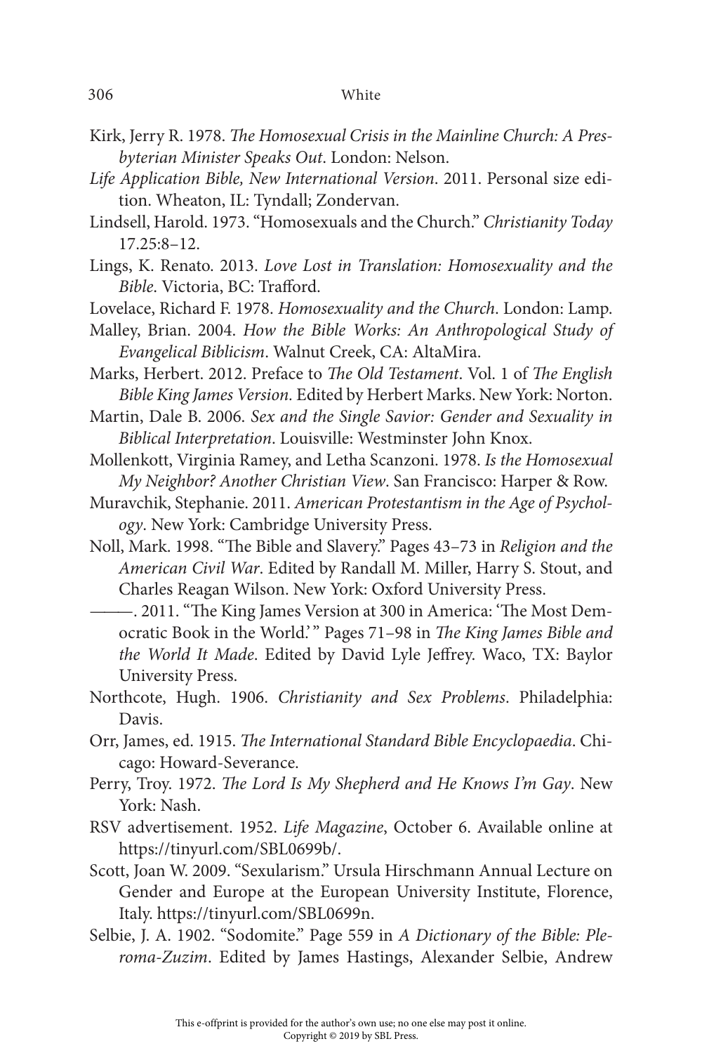Kirk, Jerry R. 1978. *The Homosexual Crisis in the Mainline Church: A Presbyterian Minister Speaks Out*. London: Nelson.

*Life Application Bible, New International Version*. 2011. Personal size edition. Wheaton, IL: Tyndall; Zondervan.

Lindsell, Harold. 1973. "Homosexuals and the Church." *Christianity Today* 17.25:8–12.

Lings, K. Renato. 2013. *Love Lost in Translation: Homosexuality and the Bible*. Victoria, BC: Trafford.

Lovelace, Richard F. 1978. *Homosexuality and the Church*. London: Lamp.

Malley, Brian. 2004. *How the Bible Works: An Anthropological Study of Evangelical Biblicism*. Walnut Creek, CA: AltaMira.

Marks, Herbert. 2012. Preface to *The Old Testament*. Vol. 1 of *The English Bible King James Version.* Edited by Herbert Marks. New York: Norton.

Martin, Dale B. 2006. *Sex and the Single Savior: Gender and Sexuality in Biblical Interpretation*. Louisville: Westminster John Knox.

Mollenkott, Virginia Ramey, and Letha Scanzoni. 1978. *Is the Homosexual My Neighbor? Another Christian View*. San Francisco: Harper & Row.

Muravchik, Stephanie. 2011. *American Protestantism in the Age of Psychology*. New York: Cambridge University Press.

Noll, Mark. 1998. "The Bible and Slavery." Pages 43–73 in *Religion and the American Civil War*. Edited by Randall M. Miller, Harry S. Stout, and Charles Reagan Wilson. New York: Oxford University Press.

———. 2011. "The King James Version at 300 in America: 'The Most Democratic Book in the World.'" Pages 71–98 in *The King James Bible and the World It Made*. Edited by David Lyle Jeffrey. Waco, TX: Baylor University Press.

Northcote, Hugh. 1906. *Christianity and Sex Problems*. Philadelphia: Davis.

Orr, James, ed. 1915. *The International Standard Bible Encyclopaedia*. Chicago: Howard-Severance.

Perry, Troy. 1972. *The Lord Is My Shepherd and He Knows I'm Gay*. New York: Nash.

RSV advertisement. 1952. *Life Magazine*, October 6. Available online at https://tinyurl.com/SBL0699b/.

Scott, Joan W. 2009. "Sexularism." Ursula Hirschmann Annual Lecture on Gender and Europe at the European University Institute, Florence, Italy. https://tinyurl.com/SBL0699n.

Selbie, J. A. 1902. "Sodomite." Page 559 in *A Dictionary of the Bible: Pleroma-Zuzim*. Edited by James Hastings, Alexander Selbie, Andrew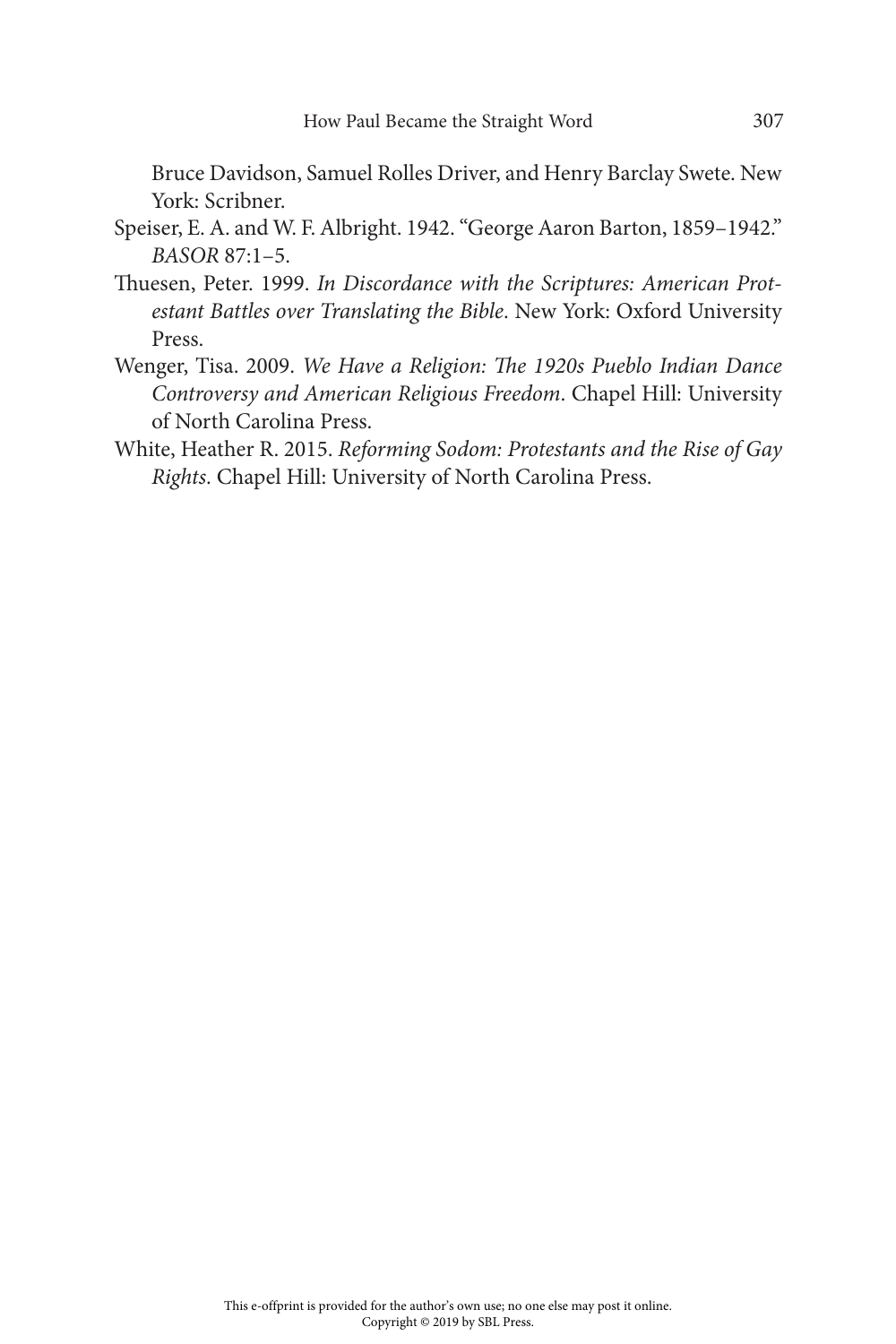Bruce Davidson, Samuel Rolles Driver, and Henry Barclay Swete. New York: Scribner.

Speiser, E. A. and W. F. Albright. 1942. "George Aaron Barton, 1859–1942." *BASOR* 87:1–5.

Thuesen, Peter. 1999. *In Discordance with the Scriptures: American Protestant Battles over Translating the Bible*. New York: Oxford University Press.

Wenger, Tisa. 2009. *We Have a Religion: The 1920s Pueblo Indian Dance Controversy and American Religious Freedom*. Chapel Hill: University of North Carolina Press.

White, Heather R. 2015. *Reforming Sodom: Protestants and the Rise of Gay Rights*. Chapel Hill: University of North Carolina Press.

This e-offprint is provided for the author's own use; no one else may post it online.
Copyright © 2019 by SBL Press.